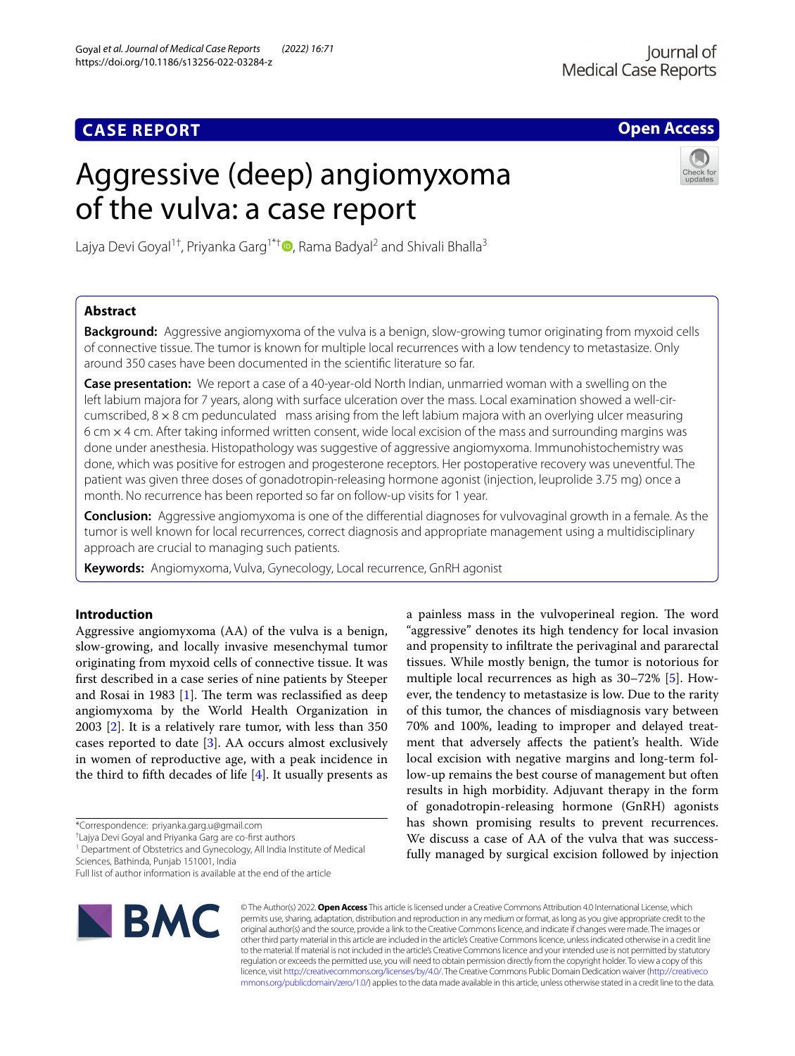CASE REPORT

Open Access

# Aggressive (deep) angiomyxoma of the vulva: a case report

Lajya Devi Goyal[1†], Priyanka Garg[1*†], Rama Badyal[2] and Shivali Bhalla[3]

## Abstract

**Background:** Aggressive angiomyxoma of the vulva is a benign, slow-growing tumor originating from myxoid cells of connective tissue. The tumor is known for multiple local recurrences with a low tendency to metastasize. Only around 350 cases have been documented in the scientific literature so far.

**Case presentation:** We report a case of a 40-year-old North Indian, unmarried woman with a swelling on the left labium majora for 7 years, along with surface ulceration over the mass. Local examination showed a well-circumscribed, 8 × 8 cm pedunculated mass arising from the left labium majora with an overlying ulcer measuring 6 cm × 4 cm. After taking informed written consent, wide local excision of the mass and surrounding margins was done under anesthesia. Histopathology was suggestive of aggressive angiomyxoma. Immunohistochemistry was done, which was positive for estrogen and progesterone receptors. Her postoperative recovery was uneventful. The patient was given three doses of gonadotropin-releasing hormone agonist (injection, leuprolide 3.75 mg) once a month. No recurrence has been reported so far on follow-up visits for 1 year.

**Conclusion:** Aggressive angiomyxoma is one of the differential diagnoses for vulvovaginal growth in a female. As the tumor is well known for local recurrences, correct diagnosis and appropriate management using a multidisciplinary approach are crucial to managing such patients.

**Keywords:** Angiomyxoma, Vulva, Gynecology, Local recurrence, GnRH agonist

## Introduction

Aggressive angiomyxoma (AA) of the vulva is a benign, slow-growing, and locally invasive mesenchymal tumor originating from myxoid cells of connective tissue. It was first described in a case series of nine patients by Steeper and Rosai in 1983 [1]. The term was reclassified as deep angiomyxoma by the World Health Organization in 2003 [2]. It is a relatively rare tumor, with less than 350 cases reported to date [3]. AA occurs almost exclusively in women of reproductive age, with a peak incidence in the third to fifth decades of life [4]. It usually presents as a painless mass in the vulvoperineal region. The word "aggressive" denotes its high tendency for local invasion and propensity to infiltrate the perivaginal and pararectal tissues. While mostly benign, the tumor is notorious for multiple local recurrences as high as 30–72% [5]. However, the tendency to metastasize is low. Due to the rarity of this tumor, the chances of misdiagnosis vary between 70% and 100%, leading to improper and delayed treatment that adversely affects the patient's health. Wide local excision with negative margins and long-term follow-up remains the best course of management but often results in high morbidity. Adjuvant therapy in the form of gonadotropin-releasing hormone (GnRH) agonists has shown promising results to prevent recurrences. We discuss a case of AA of the vulva that was successfully managed by surgical excision followed by injection

*Correspondence: priyanka.garg.u@gmail.com

†Lajya Devi Goyal and Priyanka Garg are co-first authors

[1] Department of Obstetrics and Gynecology, All India Institute of Medical Sciences, Bathinda, Punjab 151001, India

Full list of author information is available at the end of the article

© The Author(s) 2022. **Open Access** This article is licensed under a Creative Commons Attribution 4.0 International License, which permits use, sharing, adaptation, distribution and reproduction in any medium or format, as long as you give appropriate credit to the original author(s) and the source, provide a link to the Creative Commons licence, and indicate if changes were made. The images or other third party material in this article are included in the article's Creative Commons licence, unless indicated otherwise in a credit line to the material. If material is not included in the article's Creative Commons licence and your intended use is not permitted by statutory regulation or exceeds the permitted use, you will need to obtain permission directly from the copyright holder. To view a copy of this licence, visit http://creativecommons.org/licenses/by/4.0/. The Creative Commons Public Domain Dedication waiver (http://creativecommons.org/publicdomain/zero/1.0/) applies to the data made available in this article, unless otherwise stated in a credit line to the data.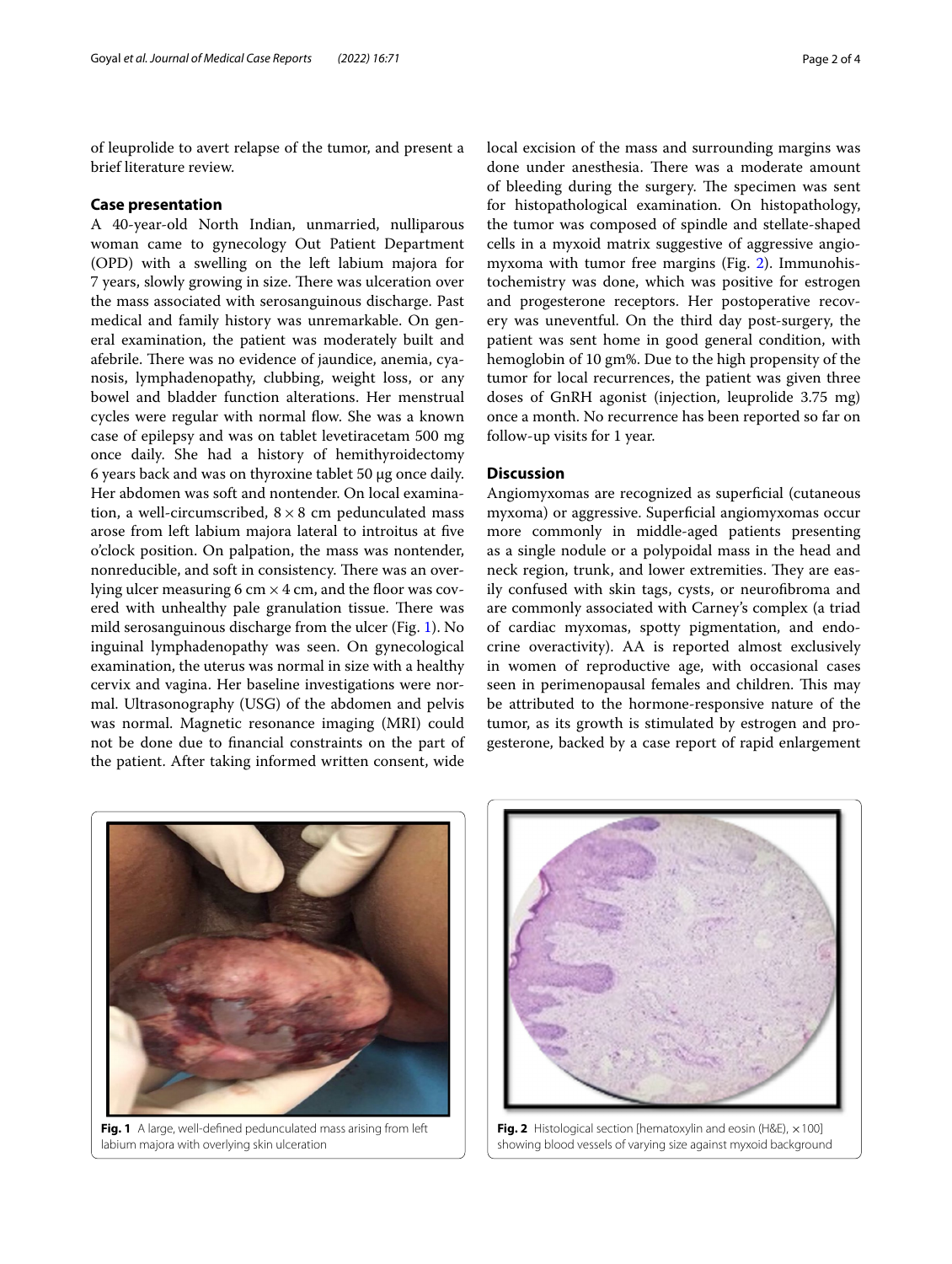of leuprolide to avert relapse of the tumor, and present a brief literature review.

## Case presentation

A 40-year-old North Indian, unmarried, nulliparous woman came to gynecology Out Patient Department (OPD) with a swelling on the left labium majora for 7 years, slowly growing in size. There was ulceration over the mass associated with serosanguinous discharge. Past medical and family history was unremarkable. On general examination, the patient was moderately built and afebrile. There was no evidence of jaundice, anemia, cyanosis, lymphadenopathy, clubbing, weight loss, or any bowel and bladder function alterations. Her menstrual cycles were regular with normal flow. She was a known case of epilepsy and was on tablet levetiracetam 500 mg once daily. She had a history of hemithyroidectomy 6 years back and was on thyroxine tablet 50 μg once daily. Her abdomen was soft and nontender. On local examination, a well-circumscribed, 8 × 8 cm pedunculated mass arose from left labium majora lateral to introitus at five o'clock position. On palpation, the mass was nontender, nonreducible, and soft in consistency. There was an overlying ulcer measuring 6 cm × 4 cm, and the floor was covered with unhealthy pale granulation tissue. There was mild serosanguinous discharge from the ulcer (Fig. 1). No inguinal lymphadenopathy was seen. On gynecological examination, the uterus was normal in size with a healthy cervix and vagina. Her baseline investigations were normal. Ultrasonography (USG) of the abdomen and pelvis was normal. Magnetic resonance imaging (MRI) could not be done due to financial constraints on the part of the patient. After taking informed written consent, wide local excision of the mass and surrounding margins was done under anesthesia. There was a moderate amount of bleeding during the surgery. The specimen was sent for histopathological examination. On histopathology, the tumor was composed of spindle and stellate-shaped cells in a myxoid matrix suggestive of aggressive angiomyxoma with tumor free margins (Fig. 2). Immunohistochemistry was done, which was positive for estrogen and progesterone receptors. Her postoperative recovery was uneventful. On the third day post-surgery, the patient was sent home in good general condition, with hemoglobin of 10 gm%. Due to the high propensity of the tumor for local recurrences, the patient was given three doses of GnRH agonist (injection, leuprolide 3.75 mg) once a month. No recurrence has been reported so far on follow-up visits for 1 year.

## Discussion

Angiomyxomas are recognized as superficial (cutaneous myxoma) or aggressive. Superficial angiomyxomas occur more commonly in middle-aged patients presenting as a single nodule or a polypoidal mass in the head and neck region, trunk, and lower extremities. They are easily confused with skin tags, cysts, or neurofibroma and are commonly associated with Carney's complex (a triad of cardiac myxomas, spotty pigmentation, and endocrine overactivity). AA is reported almost exclusively in women of reproductive age, with occasional cases seen in perimenopausal females and children. This may be attributed to the hormone-responsive nature of the tumor, as its growth is stimulated by estrogen and progesterone, backed by a case report of rapid enlargement

**Fig. 1** A large, well-defined pedunculated mass arising from left labium majora with overlying skin ulceration

**Fig. 2** Histological section [hematoxylin and eosin (H&E), ×100] showing blood vessels of varying size against myxoid background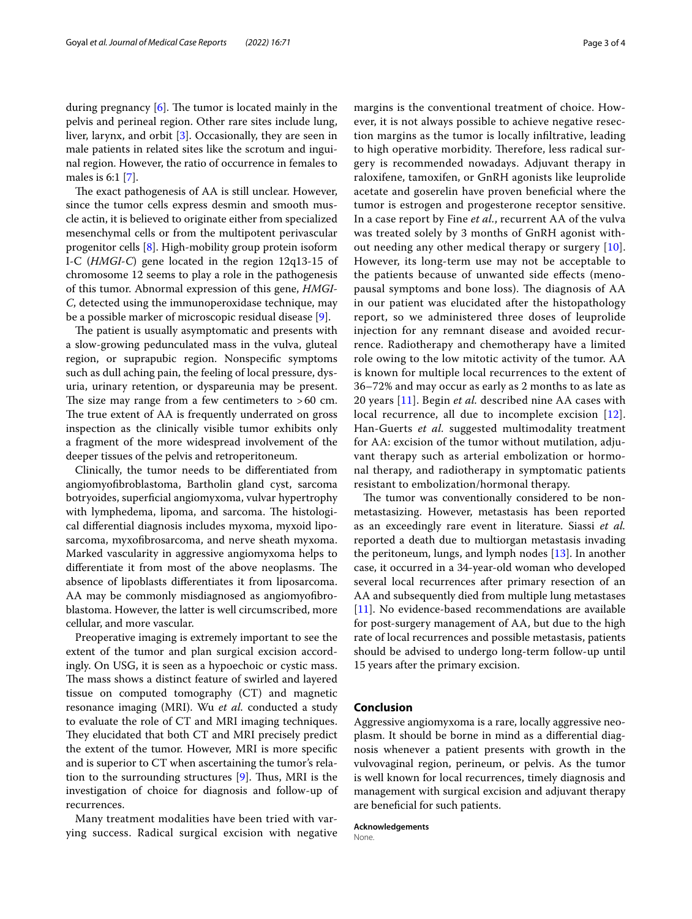during pregnancy [6]. The tumor is located mainly in the pelvis and perineal region. Other rare sites include lung, liver, larynx, and orbit [3]. Occasionally, they are seen in male patients in related sites like the scrotum and inguinal region. However, the ratio of occurrence in females to males is 6:1 [7].

The exact pathogenesis of AA is still unclear. However, since the tumor cells express desmin and smooth muscle actin, it is believed to originate either from specialized mesenchymal cells or from the multipotent perivascular progenitor cells [8]. High-mobility group protein isoform I-C (*HMGI-C*) gene located in the region 12q13-15 of chromosome 12 seems to play a role in the pathogenesis of this tumor. Abnormal expression of this gene, *HMGI-C*, detected using the immunoperoxidase technique, may be a possible marker of microscopic residual disease [9].

The patient is usually asymptomatic and presents with a slow-growing pedunculated mass in the vulva, gluteal region, or suprapubic region. Nonspecific symptoms such as dull aching pain, the feeling of local pressure, dysuria, urinary retention, or dyspareunia may be present. The size may range from a few centimeters to >60 cm. The true extent of AA is frequently underrated on gross inspection as the clinically visible tumor exhibits only a fragment of the more widespread involvement of the deeper tissues of the pelvis and retroperitoneum.

Clinically, the tumor needs to be differentiated from angiomyofibroblastoma, Bartholin gland cyst, sarcoma botryoides, superficial angiomyxoma, vulvar hypertrophy with lymphedema, lipoma, and sarcoma. The histological differential diagnosis includes myxoma, myxoid liposarcoma, myxofibrosarcoma, and nerve sheath myxoma. Marked vascularity in aggressive angiomyxoma helps to differentiate it from most of the above neoplasms. The absence of lipoblasts differentiates it from liposarcoma. AA may be commonly misdiagnosed as angiomyofibroblastoma. However, the latter is well circumscribed, more cellular, and more vascular.

Preoperative imaging is extremely important to see the extent of the tumor and plan surgical excision accordingly. On USG, it is seen as a hypoechoic or cystic mass. The mass shows a distinct feature of swirled and layered tissue on computed tomography (CT) and magnetic resonance imaging (MRI). Wu *et al.* conducted a study to evaluate the role of CT and MRI imaging techniques. They elucidated that both CT and MRI precisely predict the extent of the tumor. However, MRI is more specific and is superior to CT when ascertaining the tumor's relation to the surrounding structures [9]. Thus, MRI is the investigation of choice for diagnosis and follow-up of recurrences.

Many treatment modalities have been tried with varying success. Radical surgical excision with negative margins is the conventional treatment of choice. However, it is not always possible to achieve negative resection margins as the tumor is locally infiltrative, leading to high operative morbidity. Therefore, less radical surgery is recommended nowadays. Adjuvant therapy in raloxifene, tamoxifen, or GnRH agonists like leuprolide acetate and goserelin have proven beneficial where the tumor is estrogen and progesterone receptor sensitive. In a case report by Fine *et al.*, recurrent AA of the vulva was treated solely by 3 months of GnRH agonist without needing any other medical therapy or surgery [10]. However, its long-term use may not be acceptable to the patients because of unwanted side effects (menopausal symptoms and bone loss). The diagnosis of AA in our patient was elucidated after the histopathology report, so we administered three doses of leuprolide injection for any remnant disease and avoided recurrence. Radiotherapy and chemotherapy have a limited role owing to the low mitotic activity of the tumor. AA is known for multiple local recurrences to the extent of 36–72% and may occur as early as 2 months to as late as 20 years [11]. Begin *et al.* described nine AA cases with local recurrence, all due to incomplete excision [12]. Han-Guerts *et al.* suggested multimodality treatment for AA: excision of the tumor without mutilation, adjuvant therapy such as arterial embolization or hormonal therapy, and radiotherapy in symptomatic patients resistant to embolization/hormonal therapy.

The tumor was conventionally considered to be nonmetastasizing. However, metastasis has been reported as an exceedingly rare event in literature. Siassi *et al.* reported a death due to multiorgan metastasis invading the peritoneum, lungs, and lymph nodes [13]. In another case, it occurred in a 34-year-old woman who developed several local recurrences after primary resection of an AA and subsequently died from multiple lung metastases [11]. No evidence-based recommendations are available for post-surgery management of AA, but due to the high rate of local recurrences and possible metastasis, patients should be advised to undergo long-term follow-up until 15 years after the primary excision.

## Conclusion

Aggressive angiomyxoma is a rare, locally aggressive neoplasm. It should be borne in mind as a differential diagnosis whenever a patient presents with growth in the vulvovaginal region, perineum, or pelvis. As the tumor is well known for local recurrences, timely diagnosis and management with surgical excision and adjuvant therapy are beneficial for such patients.

**Acknowledgements**

None.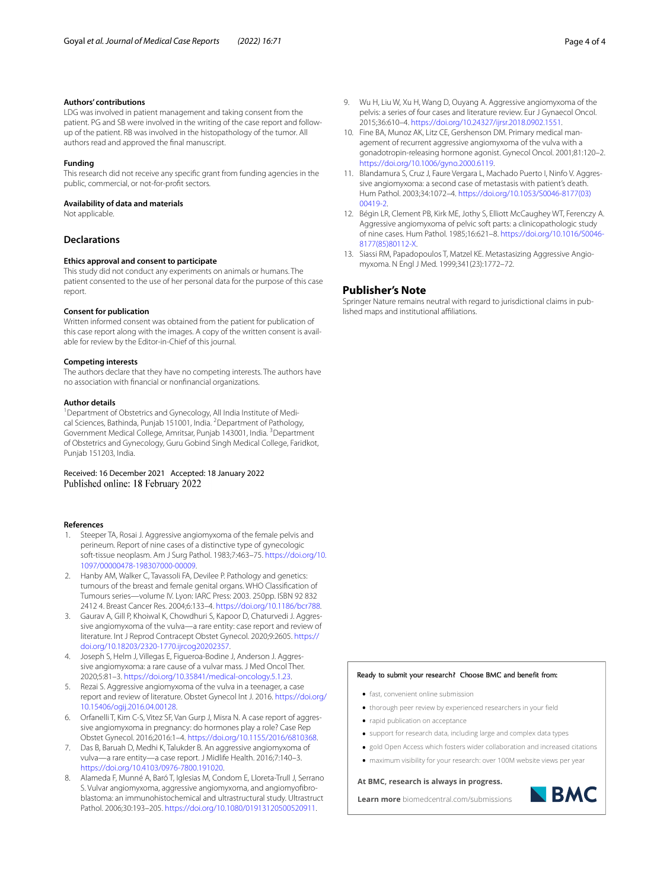### Authors' contributions

LDG was involved in patient management and taking consent from the patient. PG and SB were involved in the writing of the case report and follow-up of the patient. RB was involved in the histopathology of the tumor. All authors read and approved the final manuscript.

### Funding

This research did not receive any specific grant from funding agencies in the public, commercial, or not-for-profit sectors.

### Availability of data and materials

Not applicable.

## Declarations

### Ethics approval and consent to participate

This study did not conduct any experiments on animals or humans. The patient consented to the use of her personal data for the purpose of this case report.

### Consent for publication

Written informed consent was obtained from the patient for publication of this case report along with the images. A copy of the written consent is available for review by the Editor-in-Chief of this journal.

### Competing interests

The authors declare that they have no competing interests. The authors have no association with financial or nonfinancial organizations.

### Author details

[1]Department of Obstetrics and Gynecology, All India Institute of Medical Sciences, Bathinda, Punjab 151001, India. [2]Department of Pathology, Government Medical College, Amritsar, Punjab 143001, India. [3]Department of Obstetrics and Gynecology, Guru Gobind Singh Medical College, Faridkot, Punjab 151203, India.

Received: 16 December 2021 Accepted: 18 January 2022
Published online: 18 February 2022

### References

1. Steeper TA, Rosai J. Aggressive angiomyxoma of the female pelvis and perineum. Report of nine cases of a distinctive type of gynecologic soft-tissue neoplasm. Am J Surg Pathol. 1983;7:463–75. https://doi.org/10.1097/00000478-198307000-00009.
2. Hanby AM, Walker C, Tavassoli FA, Devilee P. Pathology and genetics: tumours of the breast and female genital organs. WHO Classification of Tumours series—volume IV. Lyon: IARC Press: 2003. 250pp. ISBN 92 832 2412 4. Breast Cancer Res. 2004;6:133–4. https://doi.org/10.1186/bcr788.
3. Gaurav A, Gill P, Khoiwal K, Chowdhuri S, Kapoor D, Chaturvedi J. Aggressive angiomyxoma of the vulva—a rare entity: case report and review of literature. Int J Reprod Contracept Obstet Gynecol. 2020;9:2605. https://doi.org/10.18203/2320-1770.ijrcog20202357.
4. Joseph S, Helm J, Villegas E, Figueroa-Bodine J, Anderson J. Aggressive angiomyxoma: a rare cause of a vulvar mass. J Med Oncol Ther. 2020;5:81–3. https://doi.org/10.35841/medical-oncology.5.1.23.
5. Rezai S. Aggressive angiomyxoma of the vulva in a teenager, a case report and review of literature. Obstet Gynecol Int J. 2016. https://doi.org/10.15406/ogij.2016.04.00128.
6. Orfanelli T, Kim C-S, Vitez SF, Van Gurp J, Misra N. A case report of aggressive angiomyxoma in pregnancy: do hormones play a role? Case Rep Obstet Gynecol. 2016;2016:1–4. https://doi.org/10.1155/2016/6810368.
7. Das B, Baruah D, Medhi K, Talukder B. An aggressive angiomyxoma of vulva—a rare entity—a case report. J Midlife Health. 2016;7:140–3. https://doi.org/10.4103/0976-7800.191020.
8. Alameda F, Munné A, Baró T, Iglesias M, Condom E, Lloreta-Trull J, Serrano S. Vulvar angiomyxoma, aggressive angiomyxoma, and angiomyofibroblastoma: an immunohistochemical and ultrastructural study. Ultrastruct Pathol. 2006;30:193–205. https://doi.org/10.1080/01913120500520911.
9. Wu H, Liu W, Xu H, Wang D, Ouyang A. Aggressive angiomyxoma of the pelvis: a series of four cases and literature review. Eur J Gynaecol Oncol. 2015;36:610–4. https://doi.org/10.24327/ijrsr.2018.0902.1551.
10. Fine BA, Munoz AK, Litz CE, Gershenson DM. Primary medical management of recurrent aggressive angiomyxoma of the vulva with a gonadotropin-releasing hormone agonist. Gynecol Oncol. 2001;81:120–2. https://doi.org/10.1006/gyno.2000.6119.
11. Blandamura S, Cruz J, Faure Vergara L, Machado Puerto I, Ninfo V. Aggressive angiomyxoma: a second case of metastasis with patient's death. Hum Pathol. 2003;34:1072–4. https://doi.org/10.1053/S0046-8177(03)00419-2.
12. Bégin LR, Clement PB, Kirk ME, Jothy S, Elliott McCaughey WT, Ferenczy A. Aggressive angiomyxoma of pelvic soft parts: a clinicopathologic study of nine cases. Hum Pathol. 1985;16:621–8. https://doi.org/10.1016/S0046-8177(85)80112-X.
13. Siassi RM, Papadopoulos T, Matzel KE. Metastasizing Aggressive Angiomyxoma. N Engl J Med. 1999;341(23):1772–72.

## Publisher's Note

Springer Nature remains neutral with regard to jurisdictional claims in published maps and institutional affiliations.

Ready to submit your research? Choose BMC and benefit from:

- fast, convenient online submission
- thorough peer review by experienced researchers in your field
- rapid publication on acceptance
- support for research data, including large and complex data types
- gold Open Access which fosters wider collaboration and increased citations
- maximum visibility for your research: over 100M website views per year

**At BMC, research is always in progress.**

**Learn more** biomedcentral.com/submissions

BMC